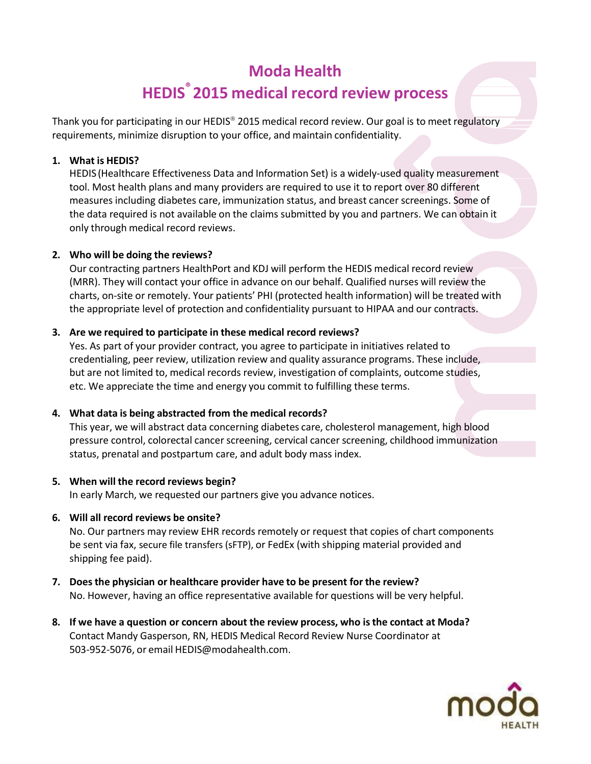# Moda Health

## HEDIS® 2015 medical record review process

Thank you for participating in our HEDIS® 2015 medical record review. Our goal is to meet regulatory requirements, minimize disruption to your office, and maintain confidentiality.

1. **What is HEDIS?**
   HEDIS (Healthcare Effectiveness Data and Information Set) is a widely-used quality measurement tool. Most health plans and many providers are required to use it to report over 80 different measures including diabetes care, immunization status, and breast cancer screenings. Some of the data required is not available on the claims submitted by you and partners. We can obtain it only through medical record reviews.

2. **Who will be doing the reviews?**
   Our contracting partners HealthPort and KDJ will perform the HEDIS medical record review (MRR). They will contact your office in advance on our behalf. Qualified nurses will review the charts, on-site or remotely. Your patients' PHI (protected health information) will be treated with the appropriate level of protection and confidentiality pursuant to HIPAA and our contracts.

3. **Are we required to participate in these medical record reviews?**
   Yes. As part of your provider contract, you agree to participate in initiatives related to credentialing, peer review, utilization review and quality assurance programs. These include, but are not limited to, medical records review, investigation of complaints, outcome studies, etc. We appreciate the time and energy you commit to fulfilling these terms.

4. **What data is being abstracted from the medical records?**
   This year, we will abstract data concerning diabetes care, cholesterol management, high blood pressure control, colorectal cancer screening, cervical cancer screening, childhood immunization status, prenatal and postpartum care, and adult body mass index.

5. **When will the record reviews begin?**
   In early March, we requested our partners give you advance notices.

6. **Will all record reviews be onsite?**
   No. Our partners may review EHR records remotely or request that copies of chart components be sent via fax, secure file transfers (sFTP), or FedEx (with shipping material provided and shipping fee paid).

7. **Does the physician or healthcare provider have to be present for the review?**
   No. However, having an office representative available for questions will be very helpful.

8. **If we have a question or concern about the review process, who is the contact at Moda?**
   Contact Mandy Gasperson, RN, HEDIS Medical Record Review Nurse Coordinator at 503-952-5076, or email HEDIS@modahealth.com.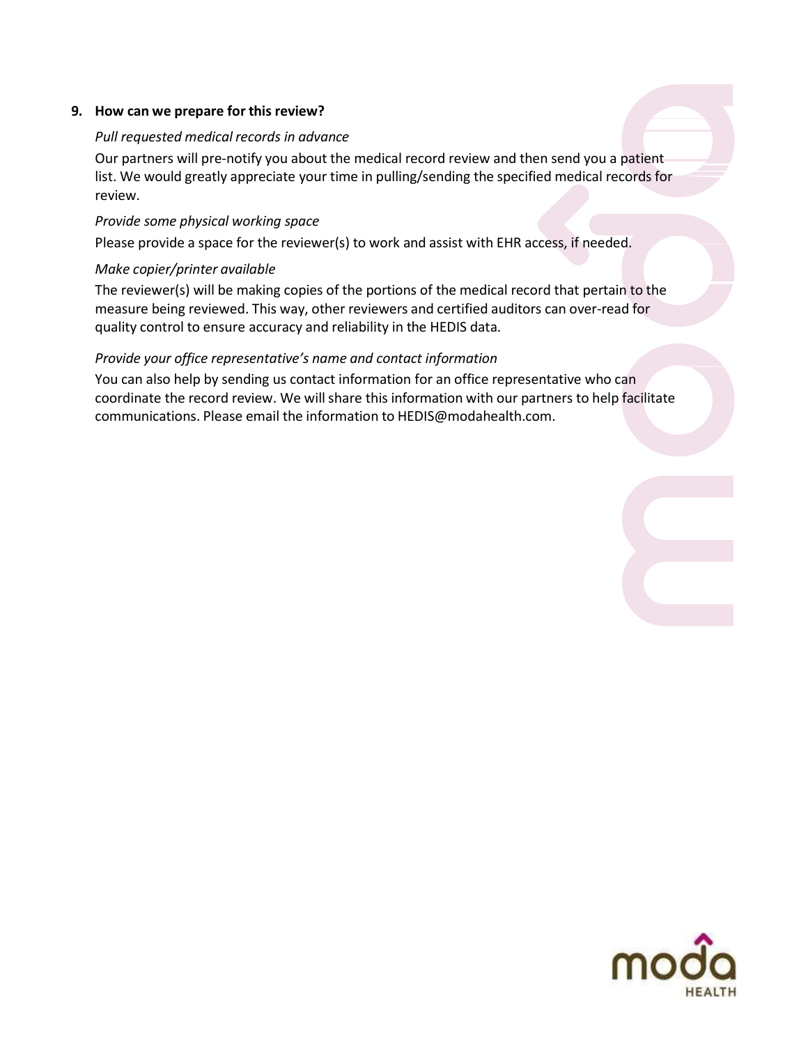**9. How can we prepare for this review?**

*Pull requested medical records in advance*

Our partners will pre-notify you about the medical record review and then send you a patient list. We would greatly appreciate your time in pulling/sending the specified medical records for review.

*Provide some physical working space*

Please provide a space for the reviewer(s) to work and assist with EHR access, if needed.

*Make copier/printer available*

The reviewer(s) will be making copies of the portions of the medical record that pertain to the measure being reviewed. This way, other reviewers and certified auditors can over-read for quality control to ensure accuracy and reliability in the HEDIS data.

*Provide your office representative's name and contact information*

You can also help by sending us contact information for an office representative who can coordinate the record review. We will share this information with our partners to help facilitate communications. Please email the information to HEDIS@modahealth.com.